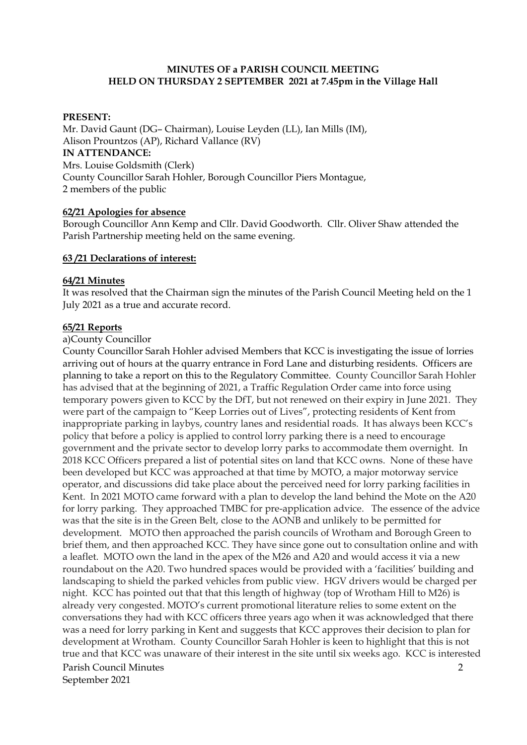**MINUTES OF a PARISH COUNCIL MEETING HELD ON THURSDAY 2 SEPTEMBER 2021 at 7.45pm in the Village Hall**

**PRESENT:**
Mr. David Gaunt (DG– Chairman), Louise Leyden (LL), Ian Mills (IM), Alison Prountzos (AP), Richard Vallance (RV)

**IN ATTENDANCE:**
Mrs. Louise Goldsmith (Clerk)
County Councillor Sarah Hohler, Borough Councillor Piers Montague,
2 members of the public

**62/21 Apologies for absence**

Borough Councillor Ann Kemp and Cllr. David Goodworth. Cllr. Oliver Shaw attended the Parish Partnership meeting held on the same evening.

**63 /21 Declarations of interest:**

**64/21 Minutes**

It was resolved that the Chairman sign the minutes of the Parish Council Meeting held on the 1 July 2021 as a true and accurate record.

**65/21 Reports**

a)County Councillor

County Councillor Sarah Hohler advised Members that KCC is investigating the issue of lorries arriving out of hours at the quarry entrance in Ford Lane and disturbing residents. Officers are planning to take a report on this to the Regulatory Committee. County Councillor Sarah Hohler has advised that at the beginning of 2021, a Traffic Regulation Order came into force using temporary powers given to KCC by the DfT, but not renewed on their expiry in June 2021. They were part of the campaign to "Keep Lorries out of Lives", protecting residents of Kent from inappropriate parking in laybys, country lanes and residential roads. It has always been KCC's policy that before a policy is applied to control lorry parking there is a need to encourage government and the private sector to develop lorry parks to accommodate them overnight. In 2018 KCC Officers prepared a list of potential sites on land that KCC owns. None of these have been developed but KCC was approached at that time by MOTO, a major motorway service operator, and discussions did take place about the perceived need for lorry parking facilities in Kent. In 2021 MOTO came forward with a plan to develop the land behind the Mote on the A20 for lorry parking. They approached TMBC for pre-application advice. The essence of the advice was that the site is in the Green Belt, close to the AONB and unlikely to be permitted for development. MOTO then approached the parish councils of Wrotham and Borough Green to brief them, and then approached KCC. They have since gone out to consultation online and with a leaflet. MOTO own the land in the apex of the M26 and A20 and would access it via a new roundabout on the A20. Two hundred spaces would be provided with a 'facilities' building and landscaping to shield the parked vehicles from public view. HGV drivers would be charged per night. KCC has pointed out that that this length of highway (top of Wrotham Hill to M26) is already very congested. MOTO's current promotional literature relies to some extent on the conversations they had with KCC officers three years ago when it was acknowledged that there was a need for lorry parking in Kent and suggests that KCC approves their decision to plan for development at Wrotham. County Councillor Sarah Hohler is keen to highlight that this is not true and that KCC was unaware of their interest in the site until six weeks ago. KCC is interested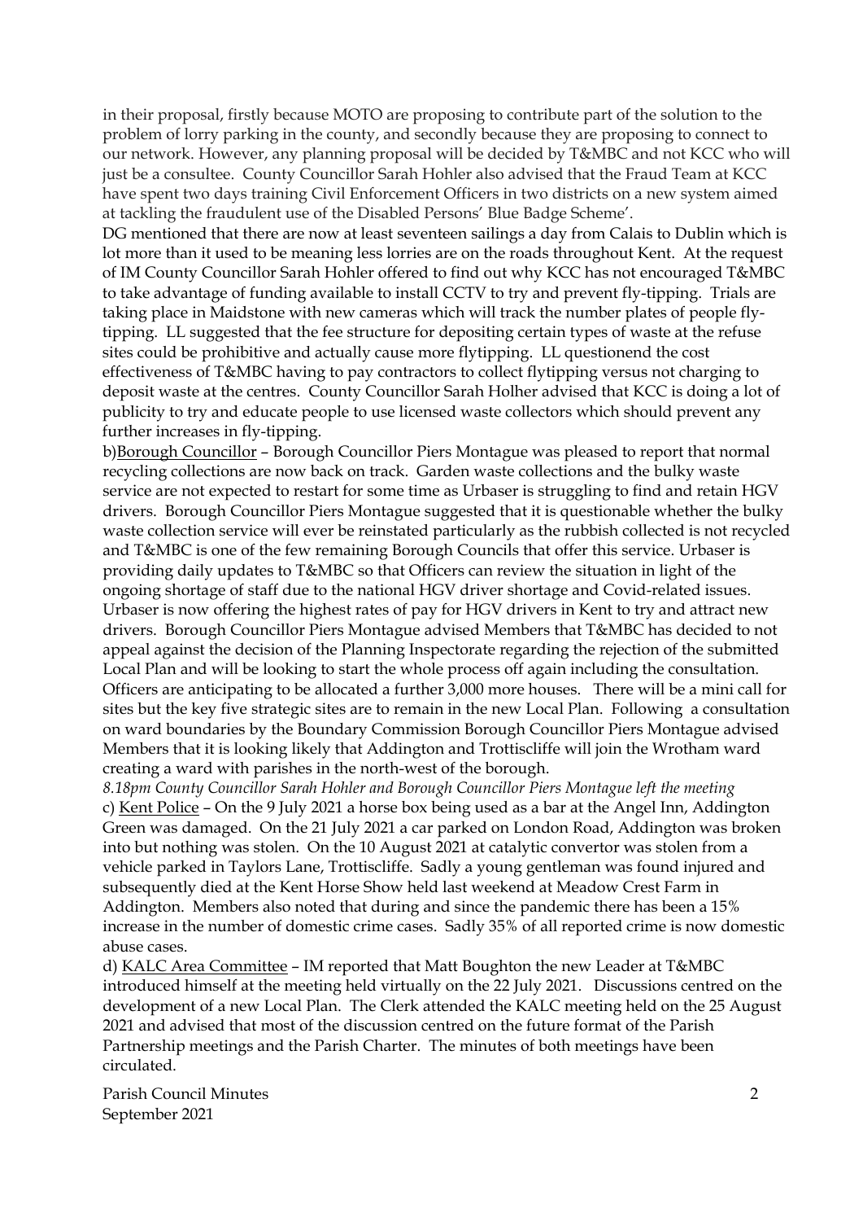in their proposal, firstly because MOTO are proposing to contribute part of the solution to the problem of lorry parking in the county, and secondly because they are proposing to connect to our network. However, any planning proposal will be decided by T&MBC and not KCC who will just be a consultee. County Councillor Sarah Hohler also advised that the Fraud Team at KCC have spent two days training Civil Enforcement Officers in two districts on a new system aimed at tackling the fraudulent use of the Disabled Persons' Blue Badge Scheme'.

DG mentioned that there are now at least seventeen sailings a day from Calais to Dublin which is lot more than it used to be meaning less lorries are on the roads throughout Kent. At the request of IM County Councillor Sarah Hohler offered to find out why KCC has not encouraged T&MBC to take advantage of funding available to install CCTV to try and prevent fly-tipping. Trials are taking place in Maidstone with new cameras which will track the number plates of people fly-tipping. LL suggested that the fee structure for depositing certain types of waste at the refuse sites could be prohibitive and actually cause more flytipping. LL questionend the cost effectiveness of T&MBC having to pay contractors to collect flytipping versus not charging to deposit waste at the centres. County Councillor Sarah Holher advised that KCC is doing a lot of publicity to try and educate people to use licensed waste collectors which should prevent any further increases in fly-tipping.

b)<u>Borough Councillor</u> – Borough Councillor Piers Montague was pleased to report that normal recycling collections are now back on track. Garden waste collections and the bulky waste service are not expected to restart for some time as Urbaser is struggling to find and retain HGV drivers. Borough Councillor Piers Montague suggested that it is questionable whether the bulky waste collection service will ever be reinstated particularly as the rubbish collected is not recycled and T&MBC is one of the few remaining Borough Councils that offer this service. Urbaser is providing daily updates to T&MBC so that Officers can review the situation in light of the ongoing shortage of staff due to the national HGV driver shortage and Covid-related issues. Urbaser is now offering the highest rates of pay for HGV drivers in Kent to try and attract new drivers. Borough Councillor Piers Montague advised Members that T&MBC has decided to not appeal against the decision of the Planning Inspectorate regarding the rejection of the submitted Local Plan and will be looking to start the whole process off again including the consultation. Officers are anticipating to be allocated a further 3,000 more houses. There will be a mini call for sites but the key five strategic sites are to remain in the new Local Plan. Following a consultation on ward boundaries by the Boundary Commission Borough Councillor Piers Montague advised Members that it is looking likely that Addington and Trottiscliffe will join the Wrotham ward creating a ward with parishes in the north-west of the borough.

*8.18pm County Councillor Sarah Hohler and Borough Councillor Piers Montague left the meeting*

c) <u>Kent Police</u> – On the 9 July 2021 a horse box being used as a bar at the Angel Inn, Addington Green was damaged. On the 21 July 2021 a car parked on London Road, Addington was broken into but nothing was stolen. On the 10 August 2021 at catalytic convertor was stolen from a vehicle parked in Taylors Lane, Trottiscliffe. Sadly a young gentleman was found injured and subsequently died at the Kent Horse Show held last weekend at Meadow Crest Farm in Addington. Members also noted that during and since the pandemic there has been a 15% increase in the number of domestic crime cases. Sadly 35% of all reported crime is now domestic abuse cases.

d) <u>KALC Area Committee</u> – IM reported that Matt Boughton the new Leader at T&MBC introduced himself at the meeting held virtually on the 22 July 2021. Discussions centred on the development of a new Local Plan. The Clerk attended the KALC meeting held on the 25 August 2021 and advised that most of the discussion centred on the future format of the Parish Partnership meetings and the Parish Charter. The minutes of both meetings have been circulated.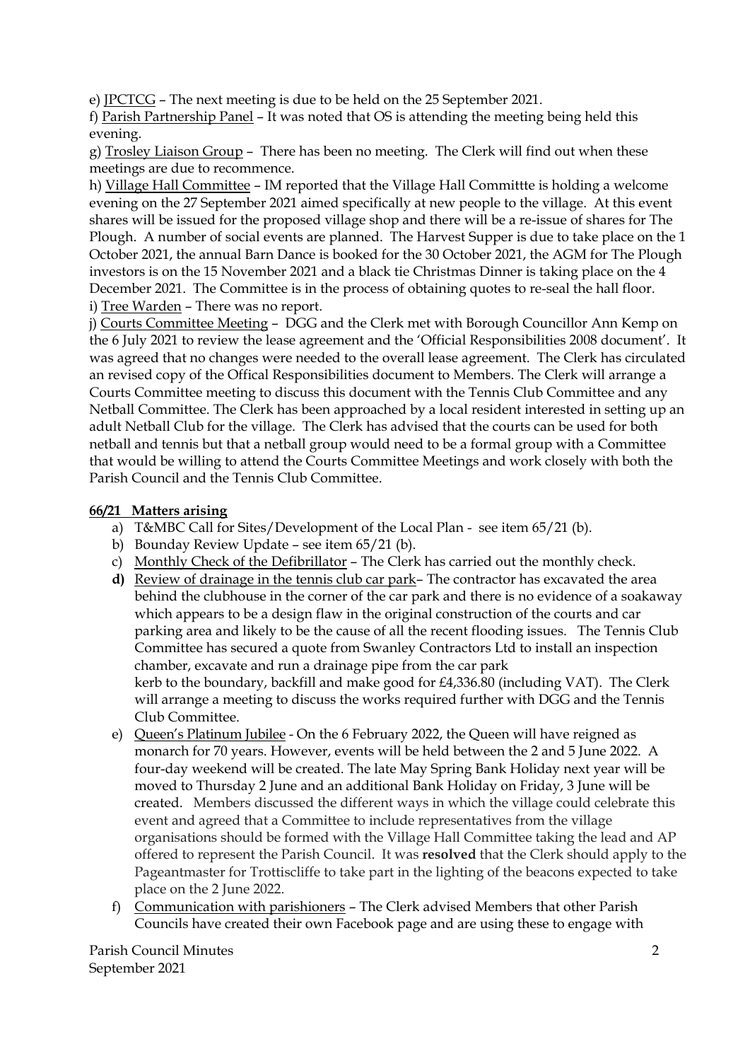e) JPCTCG – The next meeting is due to be held on the 25 September 2021.

f) Parish Partnership Panel – It was noted that OS is attending the meeting being held this evening.

g) Trosley Liaison Group – There has been no meeting. The Clerk will find out when these meetings are due to recommence.

h) Village Hall Committee – IM reported that the Village Hall Committte is holding a welcome evening on the 27 September 2021 aimed specifically at new people to the village. At this event shares will be issued for the proposed village shop and there will be a re-issue of shares for The Plough. A number of social events are planned. The Harvest Supper is due to take place on the 1 October 2021, the annual Barn Dance is booked for the 30 October 2021, the AGM for The Plough investors is on the 15 November 2021 and a black tie Christmas Dinner is taking place on the 4 December 2021. The Committee is in the process of obtaining quotes to re-seal the hall floor.

i) Tree Warden – There was no report.

j) Courts Committee Meeting – DGG and the Clerk met with Borough Councillor Ann Kemp on the 6 July 2021 to review the lease agreement and the 'Official Responsibilities 2008 document'. It was agreed that no changes were needed to the overall lease agreement. The Clerk has circulated an revised copy of the Offical Responsibilities document to Members. The Clerk will arrange a Courts Committee meeting to discuss this document with the Tennis Club Committee and any Netball Committee. The Clerk has been approached by a local resident interested in setting up an adult Netball Club for the village. The Clerk has advised that the courts can be used for both netball and tennis but that a netball group would need to be a formal group with a Committee that would be willing to attend the Courts Committee Meetings and work closely with both the Parish Council and the Tennis Club Committee.

## 66/21 Matters arising

a) T&MBC Call for Sites/Development of the Local Plan - see item 65/21 (b).

b) Bounday Review Update – see item 65/21 (b).

c) Monthly Check of the Defibrillator – The Clerk has carried out the monthly check.

**d)** Review of drainage in the tennis club car park– The contractor has excavated the area behind the clubhouse in the corner of the car park and there is no evidence of a soakaway which appears to be a design flaw in the original construction of the courts and car parking area and likely to be the cause of all the recent flooding issues. The Tennis Club Committee has secured a quote from Swanley Contractors Ltd to install an inspection chamber, excavate and run a drainage pipe from the car park kerb to the boundary, backfill and make good for £4,336.80 (including VAT). The Clerk will arrange a meeting to discuss the works required further with DGG and the Tennis Club Committee.

e) Queen's Platinum Jubilee - On the 6 February 2022, the Queen will have reigned as monarch for 70 years. However, events will be held between the 2 and 5 June 2022. A four-day weekend will be created. The late May Spring Bank Holiday next year will be moved to Thursday 2 June and an additional Bank Holiday on Friday, 3 June will be created. Members discussed the different ways in which the village could celebrate this event and agreed that a Committee to include representatives from the village organisations should be formed with the Village Hall Committee taking the lead and AP offered to represent the Parish Council. It was **resolved** that the Clerk should apply to the Pageantmaster for Trottiscliffe to take part in the lighting of the beacons expected to take place on the 2 June 2022.

f) Communication with parishioners – The Clerk advised Members that other Parish Councils have created their own Facebook page and are using these to engage with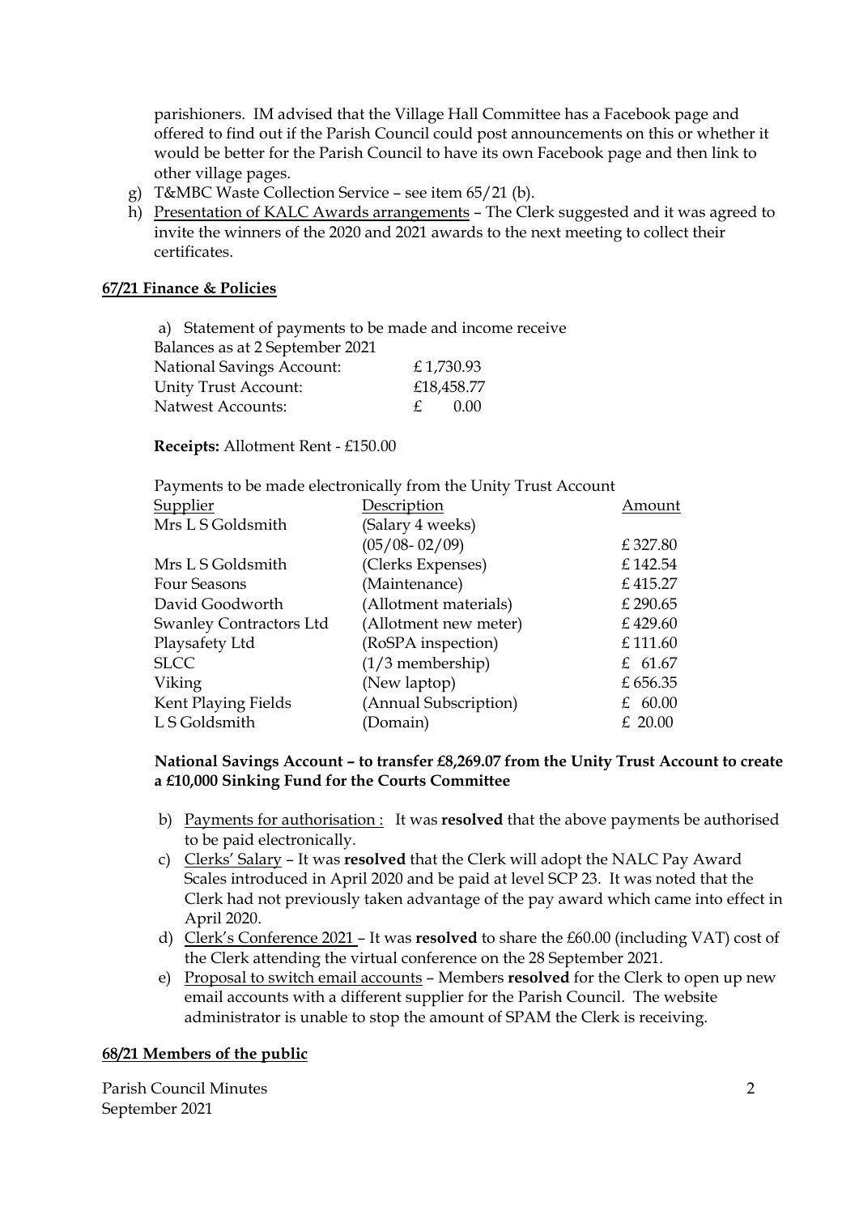parishioners. IM advised that the Village Hall Committee has a Facebook page and offered to find out if the Parish Council could post announcements on this or whether it would be better for the Parish Council to have its own Facebook page and then link to other village pages.

g) T&MBC Waste Collection Service – see item 65/21 (b).
h) Presentation of KALC Awards arrangements – The Clerk suggested and it was agreed to invite the winners of the 2020 and 2021 awards to the next meeting to collect their certificates.

**67/21 Finance & Policies**

a) Statement of payments to be made and income receive

Balances as at 2 September 2021

| | |
|---|---|
| National Savings Account: | £ 1,730.93 |
| Unity Trust Account: | £18,458.77 |
| Natwest Accounts: | £ 0.00 |

**Receipts:** Allotment Rent - £150.00

Payments to be made electronically from the Unity Trust Account

| Supplier | Description | Amount |
|---|---|---|
| Mrs L S Goldsmith | (Salary 4 weeks) (05/08- 02/09) | £ 327.80 |
| Mrs L S Goldsmith | (Clerks Expenses) | £ 142.54 |
| Four Seasons | (Maintenance) | £ 415.27 |
| David Goodworth | (Allotment materials) | £ 290.65 |
| Swanley Contractors Ltd | (Allotment new meter) | £ 429.60 |
| Playsafety Ltd | (RoSPA inspection) | £ 111.60 |
| SLCC | (1/3 membership) | £ 61.67 |
| Viking | (New laptop) | £ 656.35 |
| Kent Playing Fields | (Annual Subscription) | £ 60.00 |
| L S Goldsmith | (Domain) | £ 20.00 |

**National Savings Account – to transfer £8,269.07 from the Unity Trust Account to create a £10,000 Sinking Fund for the Courts Committee**

b) Payments for authorisation : It was **resolved** that the above payments be authorised to be paid electronically.
c) Clerks' Salary – It was **resolved** that the Clerk will adopt the NALC Pay Award Scales introduced in April 2020 and be paid at level SCP 23. It was noted that the Clerk had not previously taken advantage of the pay award which came into effect in April 2020.
d) Clerk's Conference 2021 – It was **resolved** to share the £60.00 (including VAT) cost of the Clerk attending the virtual conference on the 28 September 2021.
e) Proposal to switch email accounts – Members **resolved** for the Clerk to open up new email accounts with a different supplier for the Parish Council. The website administrator is unable to stop the amount of SPAM the Clerk is receiving.

**68/21 Members of the public**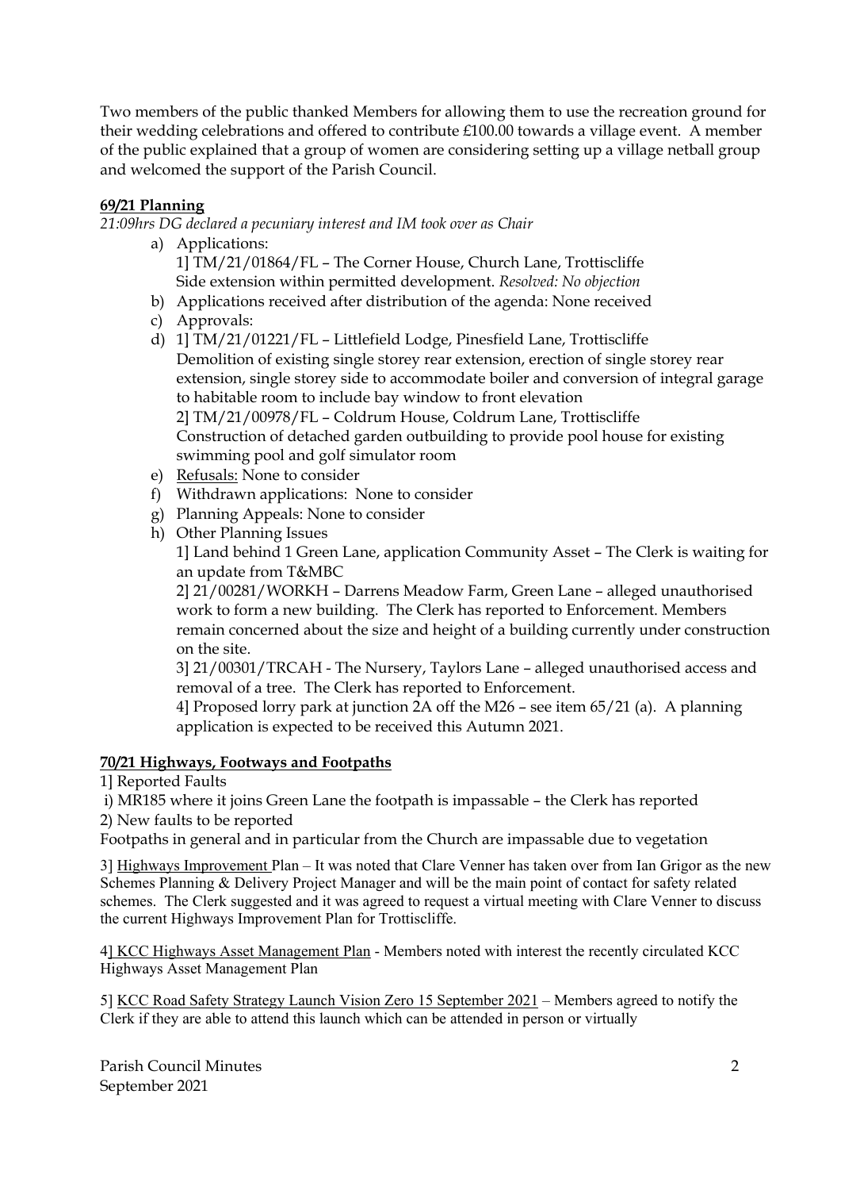Two members of the public thanked Members for allowing them to use the recreation ground for their wedding celebrations and offered to contribute £100.00 towards a village event. A member of the public explained that a group of women are considering setting up a village netball group and welcomed the support of the Parish Council.

**69/21 Planning**

*21:09hrs DG declared a pecuniary interest and IM took over as Chair*

a) Applications:
   1] TM/21/01864/FL – The Corner House, Church Lane, Trottiscliffe
   Side extension within permitted development. *Resolved: No objection*
b) Applications received after distribution of the agenda: None received
c) Approvals:
d) 1] TM/21/01221/FL – Littlefield Lodge, Pinesfield Lane, Trottiscliffe
   Demolition of existing single storey rear extension, erection of single storey rear extension, single storey side to accommodate boiler and conversion of integral garage to habitable room to include bay window to front elevation
   2] TM/21/00978/FL – Coldrum House, Coldrum Lane, Trottiscliffe
   Construction of detached garden outbuilding to provide pool house for existing swimming pool and golf simulator room
e) Refusals: None to consider
f) Withdrawn applications: None to consider
g) Planning Appeals: None to consider
h) Other Planning Issues
   1] Land behind 1 Green Lane, application Community Asset – The Clerk is waiting for an update from T&MBC
   2] 21/00281/WORKH – Darrens Meadow Farm, Green Lane – alleged unauthorised work to form a new building. The Clerk has reported to Enforcement. Members remain concerned about the size and height of a building currently under construction on the site.
   3] 21/00301/TRCAH - The Nursery, Taylors Lane – alleged unauthorised access and removal of a tree. The Clerk has reported to Enforcement.
   4] Proposed lorry park at junction 2A off the M26 – see item 65/21 (a). A planning application is expected to be received this Autumn 2021.

**70/21 Highways, Footways and Footpaths**

1] Reported Faults

i) MR185 where it joins Green Lane the footpath is impassable – the Clerk has reported

2) New faults to be reported

Footpaths in general and in particular from the Church are impassable due to vegetation

3] Highways Improvement Plan – It was noted that Clare Venner has taken over from Ian Grigor as the new Schemes Planning & Delivery Project Manager and will be the main point of contact for safety related schemes. The Clerk suggested and it was agreed to request a virtual meeting with Clare Venner to discuss the current Highways Improvement Plan for Trottiscliffe.

4] KCC Highways Asset Management Plan - Members noted with interest the recently circulated KCC Highways Asset Management Plan

5] KCC Road Safety Strategy Launch Vision Zero 15 September 2021 – Members agreed to notify the Clerk if they are able to attend this launch which can be attended in person or virtually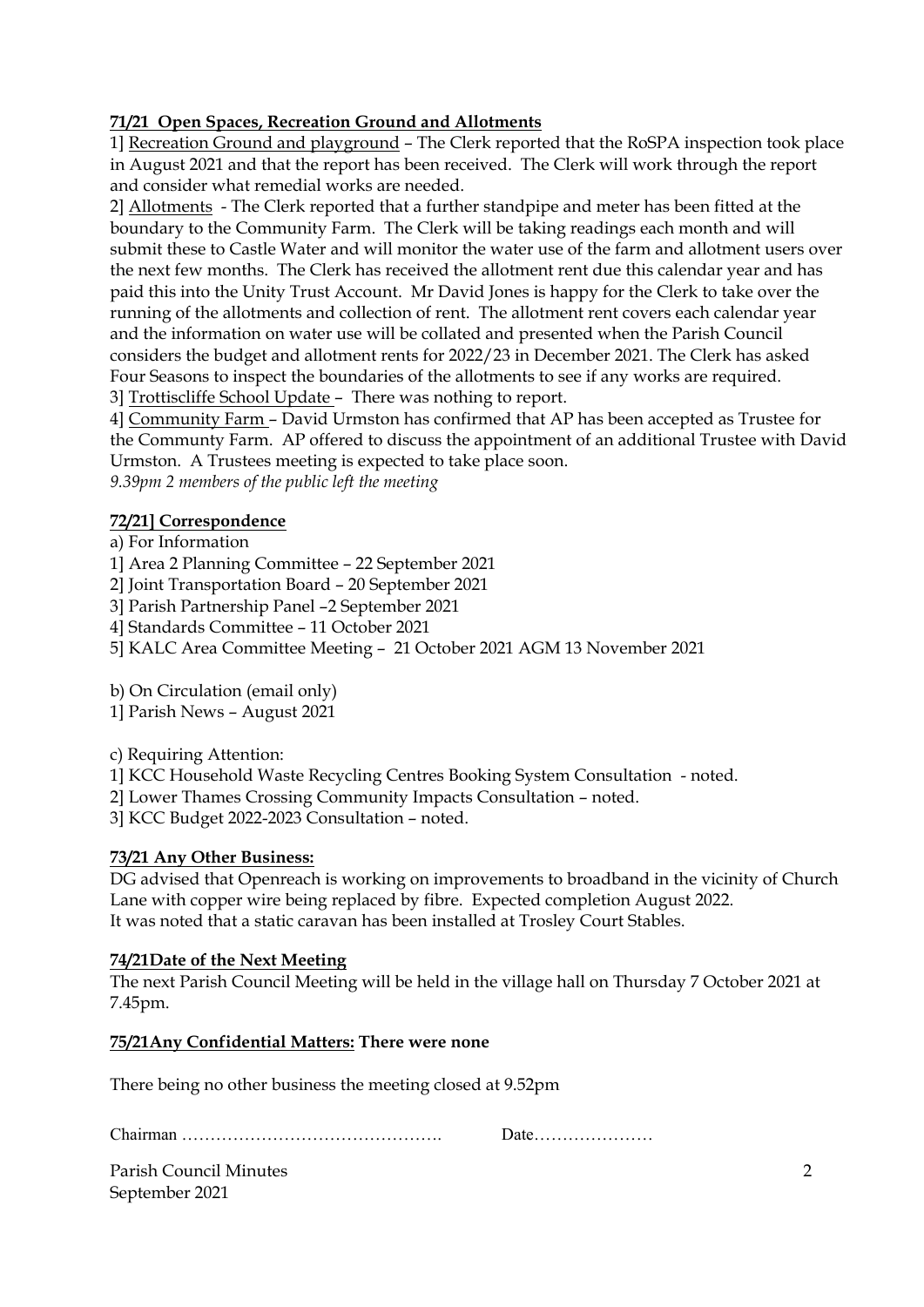**71/21 Open Spaces, Recreation Ground and Allotments**

1] Recreation Ground and playground – The Clerk reported that the RoSPA inspection took place in August 2021 and that the report has been received. The Clerk will work through the report and consider what remedial works are needed.

2] Allotments - The Clerk reported that a further standpipe and meter has been fitted at the boundary to the Community Farm. The Clerk will be taking readings each month and will submit these to Castle Water and will monitor the water use of the farm and allotment users over the next few months. The Clerk has received the allotment rent due this calendar year and has paid this into the Unity Trust Account. Mr David Jones is happy for the Clerk to take over the running of the allotments and collection of rent. The allotment rent covers each calendar year and the information on water use will be collated and presented when the Parish Council considers the budget and allotment rents for 2022/23 in December 2021. The Clerk has asked Four Seasons to inspect the boundaries of the allotments to see if any works are required.

3] Trottiscliffe School Update – There was nothing to report.

4] Community Farm – David Urmston has confirmed that AP has been accepted as Trustee for the Communty Farm. AP offered to discuss the appointment of an additional Trustee with David Urmston. A Trustees meeting is expected to take place soon.

*9.39pm 2 members of the public left the meeting*

**72/21] Correspondence**

a) For Information

1] Area 2 Planning Committee – 22 September 2021
2] Joint Transportation Board – 20 September 2021
3] Parish Partnership Panel –2 September 2021
4] Standards Committee – 11 October 2021
5] KALC Area Committee Meeting – 21 October 2021 AGM 13 November 2021

b) On Circulation (email only)

1] Parish News – August 2021

c) Requiring Attention:

1] KCC Household Waste Recycling Centres Booking System Consultation - noted.
2] Lower Thames Crossing Community Impacts Consultation – noted.
3] KCC Budget 2022-2023 Consultation – noted.

**73/21 Any Other Business:**

DG advised that Openreach is working on improvements to broadband in the vicinity of Church Lane with copper wire being replaced by fibre. Expected completion August 2022.
It was noted that a static caravan has been installed at Trosley Court Stables.

**74/21Date of the Next Meeting**

The next Parish Council Meeting will be held in the village hall on Thursday 7 October 2021 at 7.45pm.

**75/21Any Confidential Matters: There were none**

There being no other business the meeting closed at 9.52pm

Chairman ………………………………………. Date…………………

Parish Council Minutes
September 2021